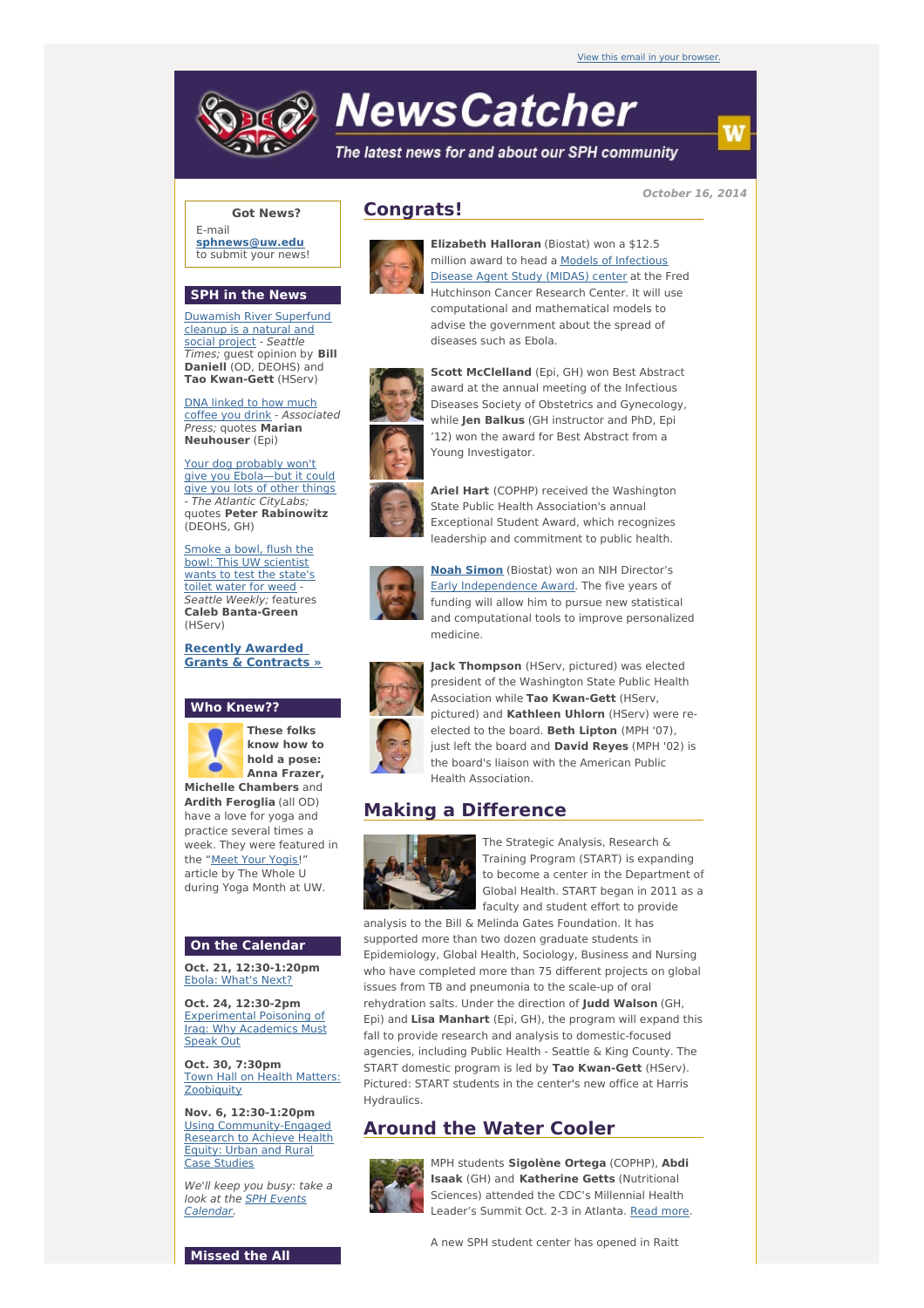View this email in your browser.

# NewsCatcher

*The latest news for and about our SPH community*

*October 16, 2014*

**Got News?**
E-mail **sphnews@uw.edu** to submit your news!

## SPH in the News

Duwamish River Superfund cleanup is a natural and social project - *Seattle Times;* guest opinion by **Bill Daniell** (OD, DEOHS) and **Tao Kwan-Gett** (HServ)

DNA linked to how much coffee you drink - *Associated Press;* quotes **Marian Neuhouser** (Epi)

Your dog probably won't give you Ebola—but it could give you lots of other things - *The Atlantic CityLabs;* quotes **Peter Rabinowitz** (DEOHS, GH)

Smoke a bowl, flush the bowl: This UW scientist wants to test the state's toilet water for weed - *Seattle Weekly;* features **Caleb Banta-Green** (HServ)

**Recently Awarded Grants & Contracts »**

## Who Knew??

**These folks know how to hold a pose: Anna Frazer, Michelle Chambers** and **Ardith Feroglia** (all OD) have a love for yoga and practice several times a week. They were featured in the "Meet Your Yogis!" article by The Whole U during Yoga Month at UW.

## On the Calendar

**Oct. 21, 12:30-1:20pm**
Ebola: What's Next?

**Oct. 24, 12:30-2pm**
Experimental Poisoning of Iraq: Why Academics Must Speak Out

**Oct. 30, 7:30pm**
Town Hall on Health Matters: Zoobiquity

**Nov. 6, 12:30-1:20pm**
Using Community-Engaged Research to Achieve Health Equity: Urban and Rural Case Studies

*We'll keep you busy: take a look at the SPH Events Calendar.*

## Missed the All

## Congrats!

**Elizabeth Halloran** (Biostat) won a $12.5 million award to head a Models of Infectious Disease Agent Study (MIDAS) center at the Fred Hutchinson Cancer Research Center. It will use computational and mathematical models to advise the government about the spread of diseases such as Ebola.

**Scott McClelland** (Epi, GH) won Best Abstract award at the annual meeting of the Infectious Diseases Society of Obstetrics and Gynecology, while **Jen Balkus** (GH instructor and PhD, Epi '12) won the award for Best Abstract from a Young Investigator.

**Ariel Hart** (COPHP) received the Washington State Public Health Association's annual Exceptional Student Award, which recognizes leadership and commitment to public health.

**Noah Simon** (Biostat) won an NIH Director's Early Independence Award. The five years of funding will allow him to pursue new statistical and computational tools to improve personalized medicine.

**Jack Thompson** (HServ, pictured) was elected president of the Washington State Public Health Association while **Tao Kwan-Gett** (HServ, pictured) and **Kathleen Uhlorn** (HServ) were re-elected to the board. **Beth Lipton** (MPH '07), just left the board and **David Reyes** (MPH '02) is the board's liaison with the American Public Health Association.

## Making a Difference

The Strategic Analysis, Research & Training Program (START) is expanding to become a center in the Department of Global Health. START began in 2011 as a faculty and student effort to provide analysis to the Bill & Melinda Gates Foundation. It has supported more than two dozen graduate students in Epidemiology, Global Health, Sociology, Business and Nursing who have completed more than 75 different projects on global issues from TB and pneumonia to the scale-up of oral rehydration salts. Under the direction of **Judd Walson** (GH, Epi) and **Lisa Manhart** (Epi, GH), the program will expand this fall to provide research and analysis to domestic-focused agencies, including Public Health - Seattle & King County. The START domestic program is led by **Tao Kwan-Gett** (HServ). Pictured: START students in the center's new office at Harris Hydraulics.

## Around the Water Cooler

MPH students **Sigolène Ortega** (COPHP), **Abdi Isaak** (GH) and **Katherine Getts** (Nutritional Sciences) attended the CDC's Millennial Health Leader's Summit Oct. 2-3 in Atlanta. Read more.

A new SPH student center has opened in Raitt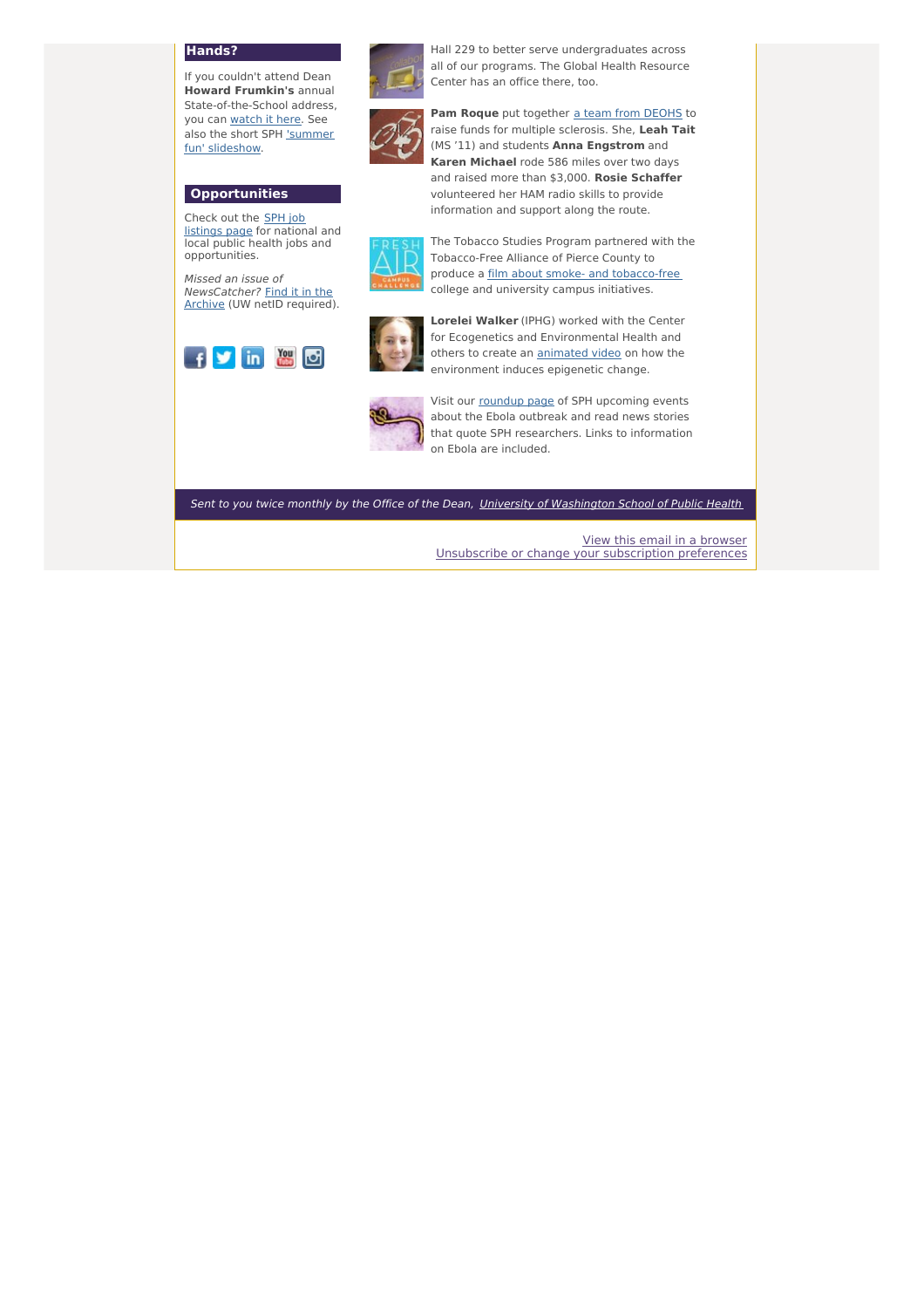## Hands?

If you couldn't attend Dean **Howard Frumkin's** annual State-of-the-School address, you can watch it here. See also the short SPH 'summer fun' slideshow.

## Opportunities

Check out the SPH job listings page for national and local public health jobs and opportunities.

*Missed an issue of NewsCatcher?* Find it in the Archive (UW netID required).

Hall 229 to better serve undergraduates across all of our programs. The Global Health Resource Center has an office there, too.

**Pam Roque** put together a team from DEOHS to raise funds for multiple sclerosis. She, **Leah Tait** (MS '11) and students **Anna Engstrom** and **Karen Michael** rode 586 miles over two days and raised more than $3,000. **Rosie Schaffer** volunteered her HAM radio skills to provide information and support along the route.

The Tobacco Studies Program partnered with the Tobacco-Free Alliance of Pierce County to produce a film about smoke- and tobacco-free college and university campus initiatives.

**Lorelei Walker** (IPHG) worked with the Center for Ecogenetics and Environmental Health and others to create an animated video on how the environment induces epigenetic change.

Visit our roundup page of SPH upcoming events about the Ebola outbreak and read news stories that quote SPH researchers. Links to information on Ebola are included.

*Sent to you twice monthly by the Office of the Dean, University of Washington School of Public Health*

View this email in a browser
Unsubscribe or change your subscription preferences